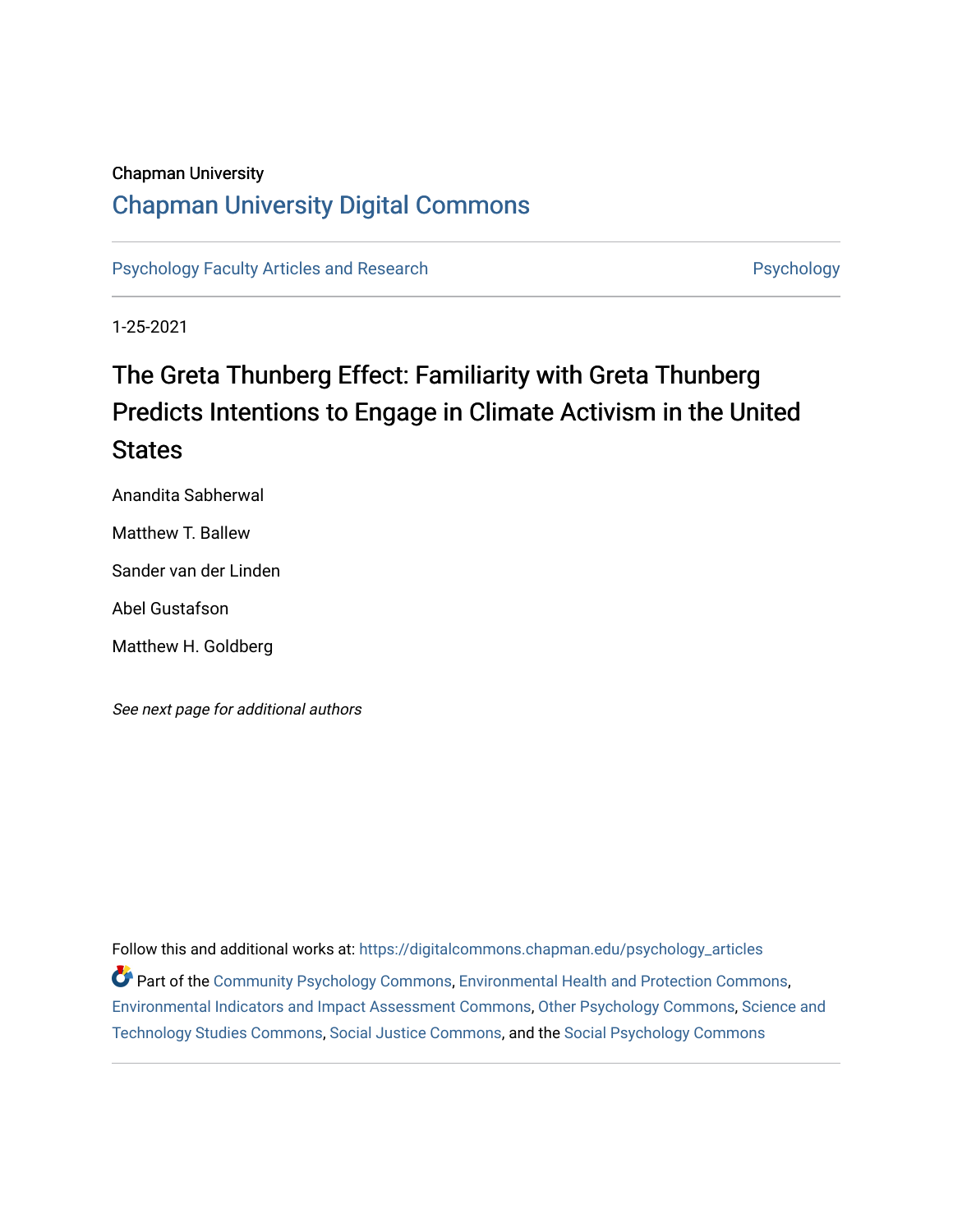Chapman University

## Chapman University Digital Commons

Psychology Faculty Articles and Research | Psychology

1-25-2021

# The Greta Thunberg Effect: Familiarity with Greta Thunberg Predicts Intentions to Engage in Climate Activism in the United States

Anandita Sabherwal

Matthew T. Ballew

Sander van der Linden

Abel Gustafson

Matthew H. Goldberg

*See next page for additional authors*

Follow this and additional works at: https://digitalcommons.chapman.edu/psychology_articles

Part of the Community Psychology Commons, Environmental Health and Protection Commons, Environmental Indicators and Impact Assessment Commons, Other Psychology Commons, Science and Technology Studies Commons, Social Justice Commons, and the Social Psychology Commons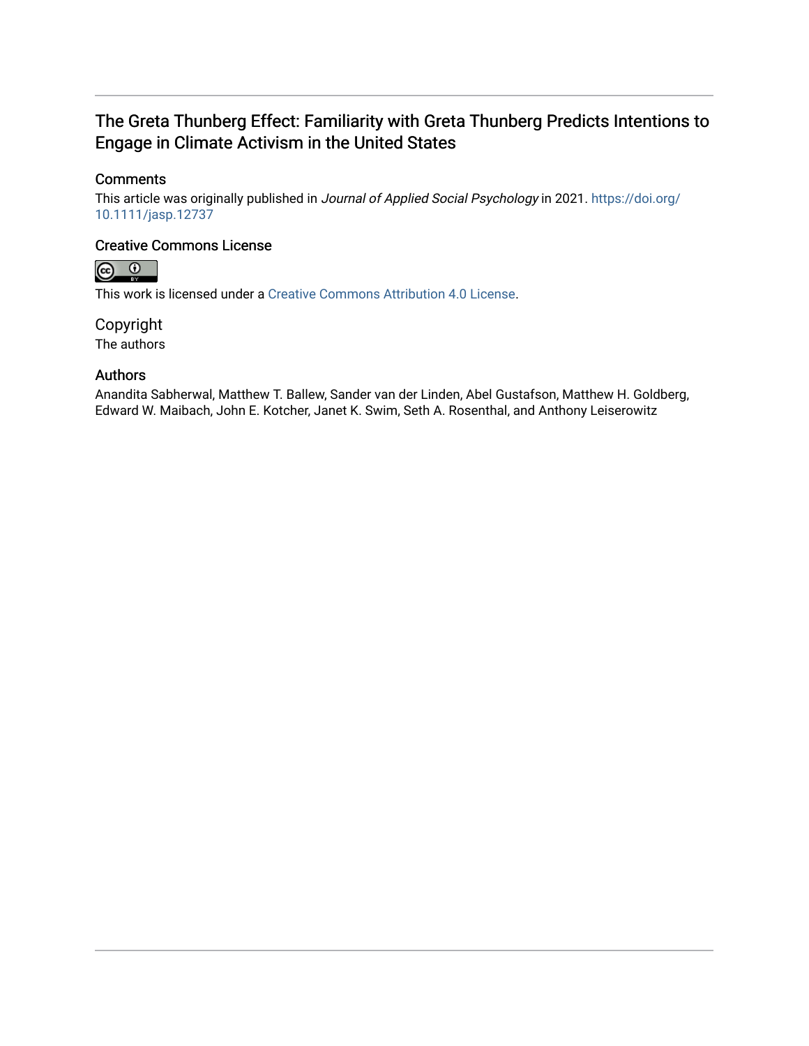# The Greta Thunberg Effect: Familiarity with Greta Thunberg Predicts Intentions to Engage in Climate Activism in the United States

## Comments

This article was originally published in *Journal of Applied Social Psychology* in 2021. https://doi.org/10.1111/jasp.12737

## Creative Commons License

This work is licensed under a Creative Commons Attribution 4.0 License.

## Copyright

The authors

## Authors

Anandita Sabherwal, Matthew T. Ballew, Sander van der Linden, Abel Gustafson, Matthew H. Goldberg, Edward W. Maibach, John E. Kotcher, Janet K. Swim, Seth A. Rosenthal, and Anthony Leiserowitz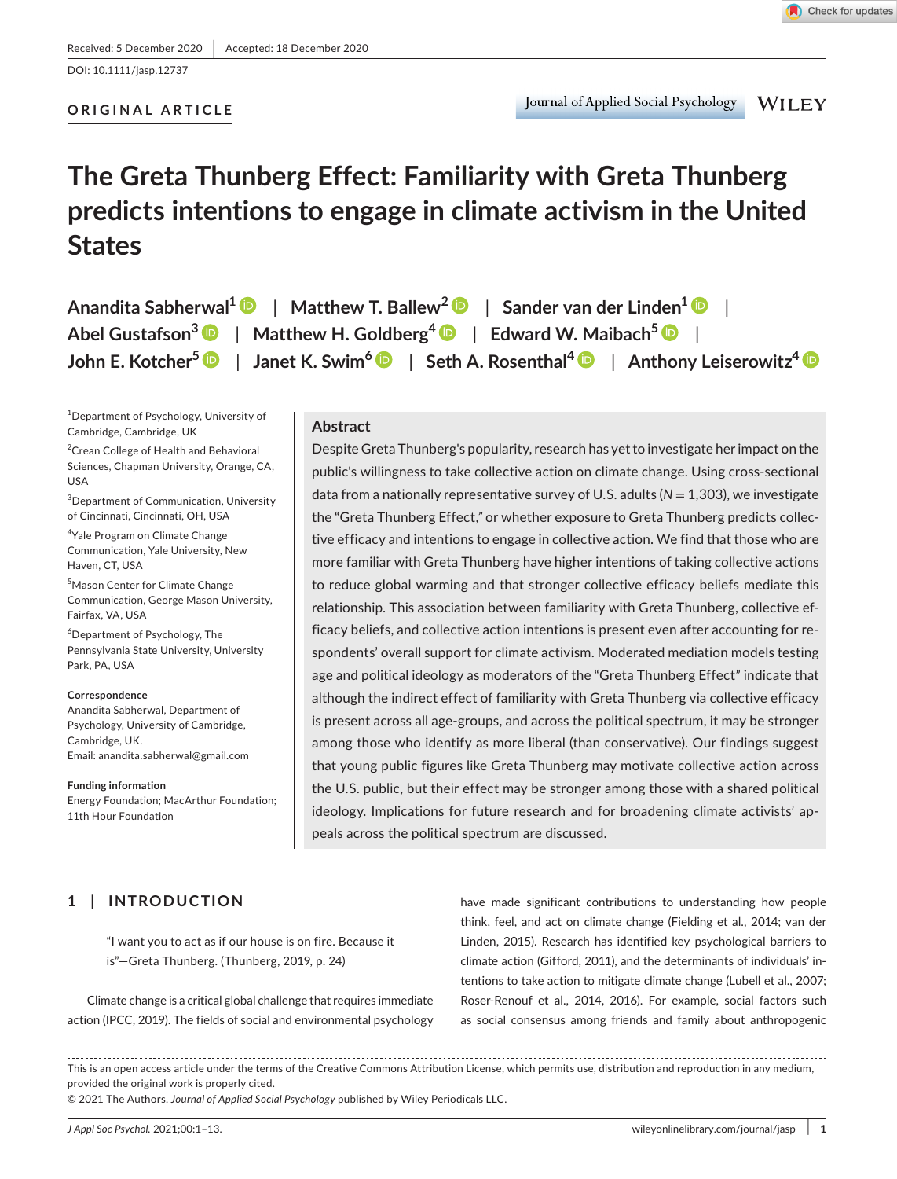Received: 5 December 2020 | Accepted: 18 December 2020

DOI: 10.1111/jasp.12737

ORIGINAL ARTICLE

# The Greta Thunberg Effect: Familiarity with Greta Thunberg predicts intentions to engage in climate activism in the United States

Anandita Sabherwal[1] | Matthew T. Ballew[2] | Sander van der Linden[1] | Abel Gustafson[3] | Matthew H. Goldberg[4] | Edward W. Maibach[5] | John E. Kotcher[5] | Janet K. Swim[6] | Seth A. Rosenthal[4] | Anthony Leiserowitz[4]

[1]Department of Psychology, University of Cambridge, Cambridge, UK

[2]Crean College of Health and Behavioral Sciences, Chapman University, Orange, CA, USA

[3]Department of Communication, University of Cincinnati, Cincinnati, OH, USA

[4]Yale Program on Climate Change Communication, Yale University, New Haven, CT, USA

[5]Mason Center for Climate Change Communication, George Mason University, Fairfax, VA, USA

[6]Department of Psychology, The Pennsylvania State University, University Park, PA, USA

**Correspondence**
Anandita Sabherwal, Department of Psychology, University of Cambridge, Cambridge, UK.
Email: anandita.sabherwal@gmail.com

**Funding information**
Energy Foundation; MacArthur Foundation; 11th Hour Foundation

## Abstract

Despite Greta Thunberg's popularity, research has yet to investigate her impact on the public's willingness to take collective action on climate change. Using cross-sectional data from a nationally representative survey of U.S. adults ($N = 1{,}303$), we investigate the "Greta Thunberg Effect," or whether exposure to Greta Thunberg predicts collective efficacy and intentions to engage in collective action. We find that those who are more familiar with Greta Thunberg have higher intentions of taking collective actions to reduce global warming and that stronger collective efficacy beliefs mediate this relationship. This association between familiarity with Greta Thunberg, collective efficacy beliefs, and collective action intentions is present even after accounting for respondents' overall support for climate activism. Moderated mediation models testing age and political ideology as moderators of the "Greta Thunberg Effect" indicate that although the indirect effect of familiarity with Greta Thunberg via collective efficacy is present across all age-groups, and across the political spectrum, it may be stronger among those who identify as more liberal (than conservative). Our findings suggest that young public figures like Greta Thunberg may motivate collective action across the U.S. public, but their effect may be stronger among those with a shared political ideology. Implications for future research and for broadening climate activists' appeals across the political spectrum are discussed.

## 1 | INTRODUCTION

> "I want you to act as if our house is on fire. Because it is"—Greta Thunberg. (Thunberg, 2019, p. 24)

Climate change is a critical global challenge that requires immediate action (IPCC, 2019). The fields of social and environmental psychology have made significant contributions to understanding how people think, feel, and act on climate change (Fielding et al., 2014; van der Linden, 2015). Research has identified key psychological barriers to climate action (Gifford, 2011), and the determinants of individuals' intentions to take action to mitigate climate change (Lubell et al., 2007; Roser-Renouf et al., 2014, 2016). For example, social factors such as social consensus among friends and family about anthropogenic

This is an open access article under the terms of the Creative Commons Attribution License, which permits use, distribution and reproduction in any medium, provided the original work is properly cited.
© 2021 The Authors. *Journal of Applied Social Psychology* published by Wiley Periodicals LLC.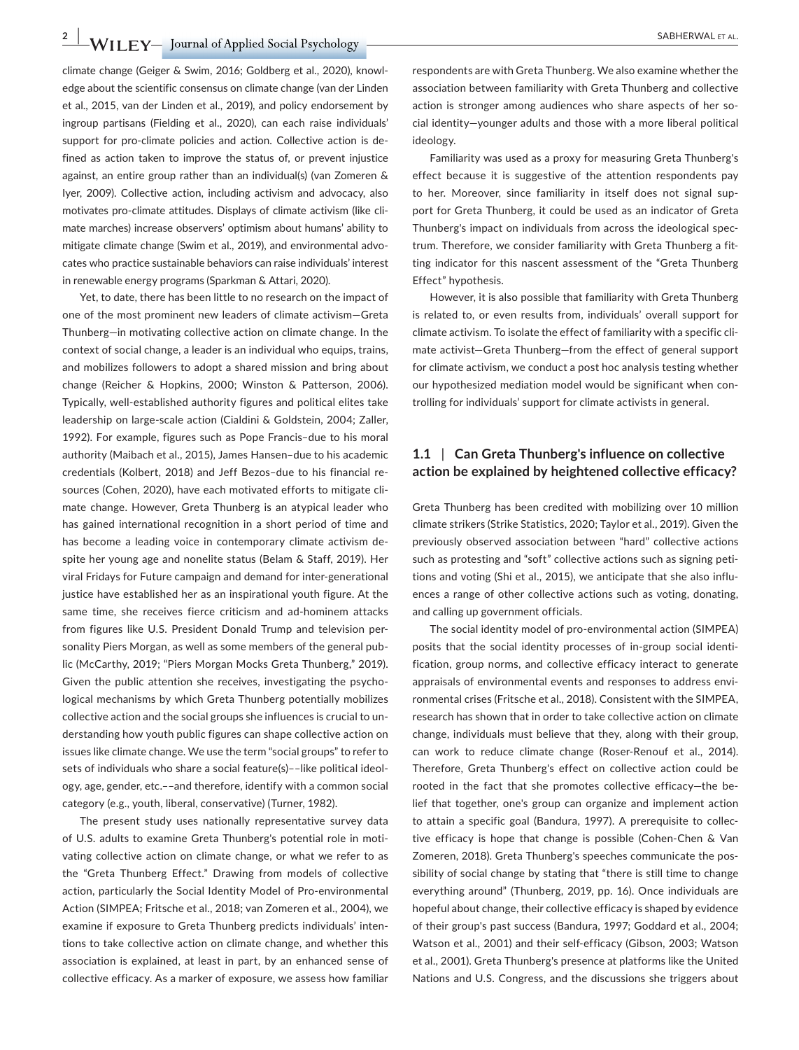climate change (Geiger & Swim, 2016; Goldberg et al., 2020), knowledge about the scientific consensus on climate change (van der Linden et al., 2015, van der Linden et al., 2019), and policy endorsement by ingroup partisans (Fielding et al., 2020), can each raise individuals' support for pro-climate policies and action. Collective action is defined as action taken to improve the status of, or prevent injustice against, an entire group rather than an individual(s) (van Zomeren & Iyer, 2009). Collective action, including activism and advocacy, also motivates pro-climate attitudes. Displays of climate activism (like climate marches) increase observers' optimism about humans' ability to mitigate climate change (Swim et al., 2019), and environmental advocates who practice sustainable behaviors can raise individuals' interest in renewable energy programs (Sparkman & Attari, 2020).

Yet, to date, there has been little to no research on the impact of one of the most prominent new leaders of climate activism—Greta Thunberg—in motivating collective action on climate change. In the context of social change, a leader is an individual who equips, trains, and mobilizes followers to adopt a shared mission and bring about change (Reicher & Hopkins, 2000; Winston & Patterson, 2006). Typically, well-established authority figures and political elites take leadership on large-scale action (Cialdini & Goldstein, 2004; Zaller, 1992). For example, figures such as Pope Francis–due to his moral authority (Maibach et al., 2015), James Hansen–due to his academic credentials (Kolbert, 2018) and Jeff Bezos–due to his financial resources (Cohen, 2020), have each motivated efforts to mitigate climate change. However, Greta Thunberg is an atypical leader who has gained international recognition in a short period of time and has become a leading voice in contemporary climate activism despite her young age and nonelite status (Belam & Staff, 2019). Her viral Fridays for Future campaign and demand for inter-generational justice have established her as an inspirational youth figure. At the same time, she receives fierce criticism and ad-hominem attacks from figures like U.S. President Donald Trump and television personality Piers Morgan, as well as some members of the general public (McCarthy, 2019; "Piers Morgan Mocks Greta Thunberg," 2019). Given the public attention she receives, investigating the psychological mechanisms by which Greta Thunberg potentially mobilizes collective action and the social groups she influences is crucial to understanding how youth public figures can shape collective action on issues like climate change. We use the term "social groups" to refer to sets of individuals who share a social feature(s)––like political ideology, age, gender, etc.––and therefore, identify with a common social category (e.g., youth, liberal, conservative) (Turner, 1982).

The present study uses nationally representative survey data of U.S. adults to examine Greta Thunberg's potential role in motivating collective action on climate change, or what we refer to as the "Greta Thunberg Effect." Drawing from models of collective action, particularly the Social Identity Model of Pro-environmental Action (SIMPEA; Fritsche et al., 2018; van Zomeren et al., 2004), we examine if exposure to Greta Thunberg predicts individuals' intentions to take collective action on climate change, and whether this association is explained, at least in part, by an enhanced sense of collective efficacy. As a marker of exposure, we assess how familiar respondents are with Greta Thunberg. We also examine whether the association between familiarity with Greta Thunberg and collective action is stronger among audiences who share aspects of her social identity—younger adults and those with a more liberal political ideology.

Familiarity was used as a proxy for measuring Greta Thunberg's effect because it is suggestive of the attention respondents pay to her. Moreover, since familiarity in itself does not signal support for Greta Thunberg, it could be used as an indicator of Greta Thunberg's impact on individuals from across the ideological spectrum. Therefore, we consider familiarity with Greta Thunberg a fitting indicator for this nascent assessment of the "Greta Thunberg Effect" hypothesis.

However, it is also possible that familiarity with Greta Thunberg is related to, or even results from, individuals' overall support for climate activism. To isolate the effect of familiarity with a specific climate activist—Greta Thunberg—from the effect of general support for climate activism, we conduct a post hoc analysis testing whether our hypothesized mediation model would be significant when controlling for individuals' support for climate activists in general.

## 1.1 | Can Greta Thunberg's influence on collective action be explained by heightened collective efficacy?

Greta Thunberg has been credited with mobilizing over 10 million climate strikers (Strike Statistics, 2020; Taylor et al., 2019). Given the previously observed association between "hard" collective actions such as protesting and "soft" collective actions such as signing petitions and voting (Shi et al., 2015), we anticipate that she also influences a range of other collective actions such as voting, donating, and calling up government officials.

The social identity model of pro-environmental action (SIMPEA) posits that the social identity processes of in-group social identification, group norms, and collective efficacy interact to generate appraisals of environmental events and responses to address environmental crises (Fritsche et al., 2018). Consistent with the SIMPEA, research has shown that in order to take collective action on climate change, individuals must believe that they, along with their group, can work to reduce climate change (Roser-Renouf et al., 2014). Therefore, Greta Thunberg's effect on collective action could be rooted in the fact that she promotes collective efficacy—the belief that together, one's group can organize and implement action to attain a specific goal (Bandura, 1997). A prerequisite to collective efficacy is hope that change is possible (Cohen-Chen & Van Zomeren, 2018). Greta Thunberg's speeches communicate the possibility of social change by stating that "there is still time to change everything around" (Thunberg, 2019, pp. 16). Once individuals are hopeful about change, their collective efficacy is shaped by evidence of their group's past success (Bandura, 1997; Goddard et al., 2004; Watson et al., 2001) and their self-efficacy (Gibson, 2003; Watson et al., 2001). Greta Thunberg's presence at platforms like the United Nations and U.S. Congress, and the discussions she triggers about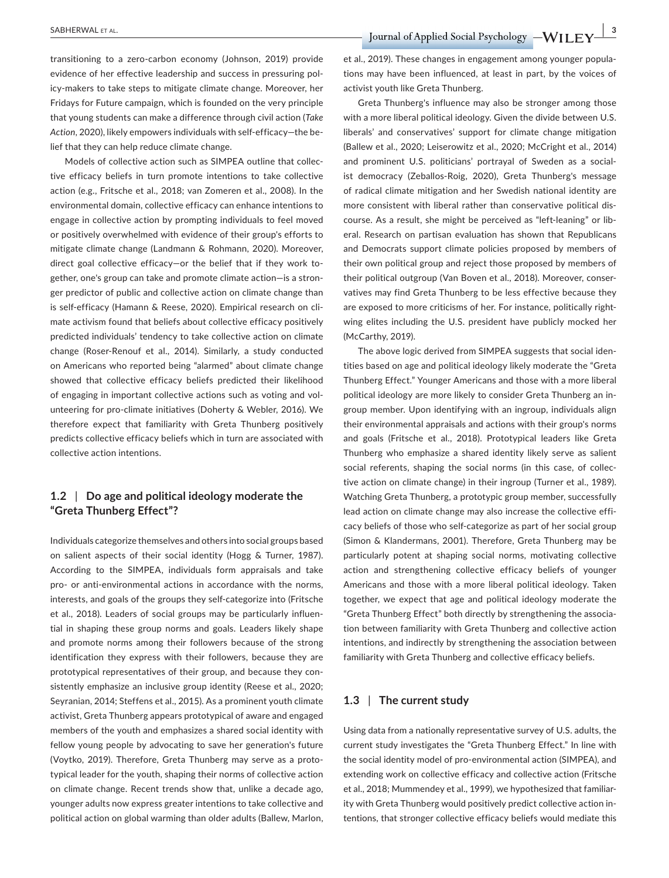transitioning to a zero-carbon economy (Johnson, 2019) provide evidence of her effective leadership and success in pressuring policy-makers to take steps to mitigate climate change. Moreover, her Fridays for Future campaign, which is founded on the very principle that young students can make a difference through civil action (*Take Action*, 2020), likely empowers individuals with self-efficacy—the belief that they can help reduce climate change.

Models of collective action such as SIMPEA outline that collective efficacy beliefs in turn promote intentions to take collective action (e.g., Fritsche et al., 2018; van Zomeren et al., 2008). In the environmental domain, collective efficacy can enhance intentions to engage in collective action by prompting individuals to feel moved or positively overwhelmed with evidence of their group's efforts to mitigate climate change (Landmann & Rohmann, 2020). Moreover, direct goal collective efficacy—or the belief that if they work together, one's group can take and promote climate action—is a stronger predictor of public and collective action on climate change than is self-efficacy (Hamann & Reese, 2020). Empirical research on climate activism found that beliefs about collective efficacy positively predicted individuals' tendency to take collective action on climate change (Roser-Renouf et al., 2014). Similarly, a study conducted on Americans who reported being "alarmed" about climate change showed that collective efficacy beliefs predicted their likelihood of engaging in important collective actions such as voting and volunteering for pro-climate initiatives (Doherty & Webler, 2016). We therefore expect that familiarity with Greta Thunberg positively predicts collective efficacy beliefs which in turn are associated with collective action intentions.

## 1.2 | Do age and political ideology moderate the "Greta Thunberg Effect"?

Individuals categorize themselves and others into social groups based on salient aspects of their social identity (Hogg & Turner, 1987). According to the SIMPEA, individuals form appraisals and take pro- or anti-environmental actions in accordance with the norms, interests, and goals of the groups they self-categorize into (Fritsche et al., 2018). Leaders of social groups may be particularly influential in shaping these group norms and goals. Leaders likely shape and promote norms among their followers because of the strong identification they express with their followers, because they are prototypical representatives of their group, and because they consistently emphasize an inclusive group identity (Reese et al., 2020; Seyranian, 2014; Steffens et al., 2015). As a prominent youth climate activist, Greta Thunberg appears prototypical of aware and engaged members of the youth and emphasizes a shared social identity with fellow young people by advocating to save her generation's future (Voytko, 2019). Therefore, Greta Thunberg may serve as a prototypical leader for the youth, shaping their norms of collective action on climate change. Recent trends show that, unlike a decade ago, younger adults now express greater intentions to take collective and political action on global warming than older adults (Ballew, Marlon, et al., 2019). These changes in engagement among younger populations may have been influenced, at least in part, by the voices of activist youth like Greta Thunberg.

Greta Thunberg's influence may also be stronger among those with a more liberal political ideology. Given the divide between U.S. liberals' and conservatives' support for climate change mitigation (Ballew et al., 2020; Leiserowitz et al., 2020; McCright et al., 2014) and prominent U.S. politicians' portrayal of Sweden as a socialist democracy (Zeballos-Roig, 2020), Greta Thunberg's message of radical climate mitigation and her Swedish national identity are more consistent with liberal rather than conservative political discourse. As a result, she might be perceived as "left-leaning" or liberal. Research on partisan evaluation has shown that Republicans and Democrats support climate policies proposed by members of their own political group and reject those proposed by members of their political outgroup (Van Boven et al., 2018). Moreover, conservatives may find Greta Thunberg to be less effective because they are exposed to more criticisms of her. For instance, politically right-wing elites including the U.S. president have publicly mocked her (McCarthy, 2019).

The above logic derived from SIMPEA suggests that social identities based on age and political ideology likely moderate the "Greta Thunberg Effect." Younger Americans and those with a more liberal political ideology are more likely to consider Greta Thunberg an ingroup member. Upon identifying with an ingroup, individuals align their environmental appraisals and actions with their group's norms and goals (Fritsche et al., 2018). Prototypical leaders like Greta Thunberg who emphasize a shared identity likely serve as salient social referents, shaping the social norms (in this case, of collective action on climate change) in their ingroup (Turner et al., 1989). Watching Greta Thunberg, a prototypic group member, successfully lead action on climate change may also increase the collective efficacy beliefs of those who self-categorize as part of her social group (Simon & Klandermans, 2001). Therefore, Greta Thunberg may be particularly potent at shaping social norms, motivating collective action and strengthening collective efficacy beliefs of younger Americans and those with a more liberal political ideology. Taken together, we expect that age and political ideology moderate the "Greta Thunberg Effect" both directly by strengthening the association between familiarity with Greta Thunberg and collective action intentions, and indirectly by strengthening the association between familiarity with Greta Thunberg and collective efficacy beliefs.

## 1.3 | The current study

Using data from a nationally representative survey of U.S. adults, the current study investigates the "Greta Thunberg Effect." In line with the social identity model of pro-environmental action (SIMPEA), and extending work on collective efficacy and collective action (Fritsche et al., 2018; Mummendey et al., 1999), we hypothesized that familiarity with Greta Thunberg would positively predict collective action intentions, that stronger collective efficacy beliefs would mediate this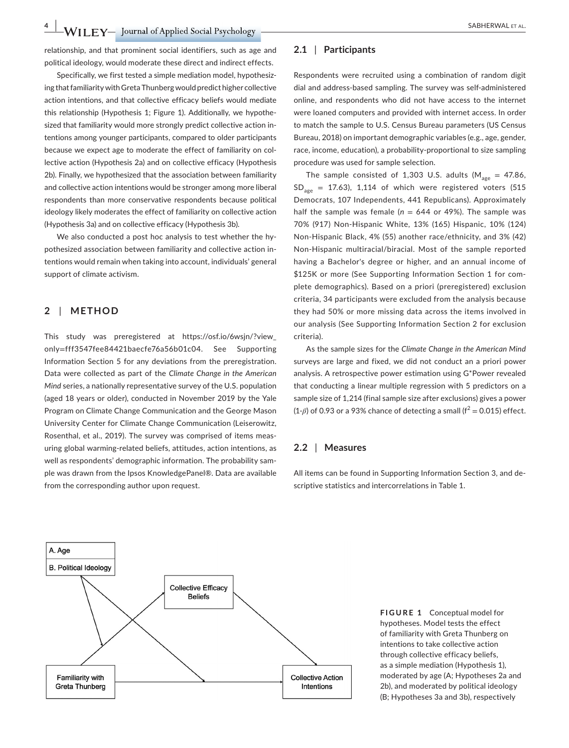relationship, and that prominent social identifiers, such as age and political ideology, would moderate these direct and indirect effects.

Specifically, we first tested a simple mediation model, hypothesizing that familiarity with Greta Thunberg would predict higher collective action intentions, and that collective efficacy beliefs would mediate this relationship (Hypothesis 1; Figure 1). Additionally, we hypothesized that familiarity would more strongly predict collective action intentions among younger participants, compared to older participants because we expect age to moderate the effect of familiarity on collective action (Hypothesis 2a) and on collective efficacy (Hypothesis 2b). Finally, we hypothesized that the association between familiarity and collective action intentions would be stronger among more liberal respondents than more conservative respondents because political ideology likely moderates the effect of familiarity on collective action (Hypothesis 3a) and on collective efficacy (Hypothesis 3b).

We also conducted a post hoc analysis to test whether the hypothesized association between familiarity and collective action intentions would remain when taking into account, individuals' general support of climate activism.

## 2 | METHOD

This study was preregistered at https://osf.io/6wsjn/?view_only=fff3547fee84421baecfe76a56b01c04. See Supporting Information Section 5 for any deviations from the preregistration. Data were collected as part of the *Climate Change in the American Mind* series, a nationally representative survey of the U.S. population (aged 18 years or older), conducted in November 2019 by the Yale Program on Climate Change Communication and the George Mason University Center for Climate Change Communication (Leiserowitz, Rosenthal, et al., 2019). The survey was comprised of items measuring global warming-related beliefs, attitudes, action intentions, as well as respondents' demographic information. The probability sample was drawn from the Ipsos KnowledgePanel®. Data are available from the corresponding author upon request.

### 2.1 | Participants

Respondents were recruited using a combination of random digit dial and address-based sampling. The survey was self-administered online, and respondents who did not have access to the internet were loaned computers and provided with internet access. In order to match the sample to U.S. Census Bureau parameters (US Census Bureau, 2018) on important demographic variables (e.g., age, gender, race, income, education), a probability-proportional to size sampling procedure was used for sample selection.

The sample consisted of 1,303 U.S. adults ($M_{age}$ = 47.86, $SD_{age}$ = 17.63), 1,114 of which were registered voters (515 Democrats, 107 Independents, 441 Republicans). Approximately half the sample was female (*n* = 644 or 49%). The sample was 70% (917) Non-Hispanic White, 13% (165) Hispanic, 10% (124) Non-Hispanic Black, 4% (55) another race/ethnicity, and 3% (42) Non-Hispanic multiracial/biracial. Most of the sample reported having a Bachelor's degree or higher, and an annual income of $125K or more (See Supporting Information Section 1 for complete demographics). Based on a priori (preregistered) exclusion criteria, 34 participants were excluded from the analysis because they had 50% or more missing data across the items involved in our analysis (See Supporting Information Section 2 for exclusion criteria).

As the sample sizes for the *Climate Change in the American Mind* surveys are large and fixed, we did not conduct an a priori power analysis. A retrospective power estimation using G*Power revealed that conducting a linear multiple regression with 5 predictors on a sample size of 1,214 (final sample size after exclusions) gives a power ($1-\beta$) of 0.93 or a 93% chance of detecting a small ($f^2 = 0.015$) effect.

### 2.2 | Measures

All items can be found in Supporting Information Section 3, and descriptive statistics and intercorrelations in Table 1.

**FIGURE 1** Conceptual model for hypotheses. Model tests the effect of familiarity with Greta Thunberg on intentions to take collective action through collective efficacy beliefs, as a simple mediation (Hypothesis 1), moderated by age (A; Hypotheses 2a and 2b), and moderated by political ideology (B; Hypotheses 3a and 3b), respectively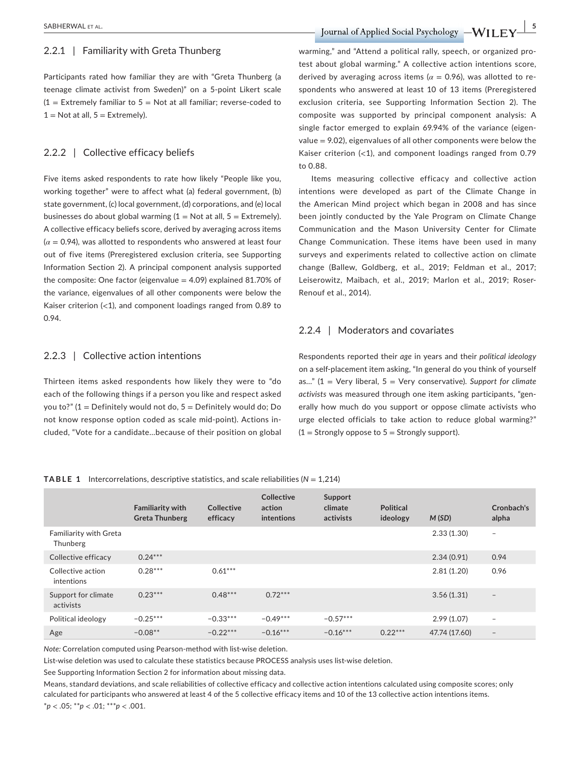### 2.2.1 | Familiarity with Greta Thunberg

Participants rated how familiar they are with "Greta Thunberg (a teenage climate activist from Sweden)" on a 5-point Likert scale (1 = Extremely familiar to 5 = Not at all familiar; reverse-coded to 1 = Not at all, 5 = Extremely).

### 2.2.2 | Collective efficacy beliefs

Five items asked respondents to rate how likely "People like you, working together" were to affect what (a) federal government, (b) state government, (c) local government, (d) corporations, and (e) local businesses do about global warming (1 = Not at all, 5 = Extremely). A collective efficacy beliefs score, derived by averaging across items ($\alpha = 0.94$), was allotted to respondents who answered at least four out of five items (Preregistered exclusion criteria, see Supporting Information Section 2). A principal component analysis supported the composite: One factor (eigenvalue = 4.09) explained 81.70% of the variance, eigenvalues of all other components were below the Kaiser criterion (<1), and component loadings ranged from 0.89 to 0.94.

### 2.2.3 | Collective action intentions

Thirteen items asked respondents how likely they were to "do each of the following things if a person you like and respect asked you to?" (1 = Definitely would not do, 5 = Definitely would do; Do not know response option coded as scale mid-point). Actions included, "Vote for a candidate…because of their position on global warming," and "Attend a political rally, speech, or organized protest about global warming." A collective action intentions score, derived by averaging across items ($\alpha = 0.96$), was allotted to respondents who answered at least 10 of 13 items (Preregistered exclusion criteria, see Supporting Information Section 2). The composite was supported by principal component analysis: A single factor emerged to explain 69.94% of the variance (eigenvalue = 9.02), eigenvalues of all other components were below the Kaiser criterion (<1), and component loadings ranged from 0.79 to 0.88.

Items measuring collective efficacy and collective action intentions were developed as part of the Climate Change in the American Mind project which began in 2008 and has since been jointly conducted by the Yale Program on Climate Change Communication and the Mason University Center for Climate Change Communication. These items have been used in many surveys and experiments related to collective action on climate change (Ballew, Goldberg, et al., 2019; Feldman et al., 2017; Leiserowitz, Maibach, et al., 2019; Marlon et al., 2019; Roser-Renouf et al., 2014).

### 2.2.4 | Moderators and covariates

Respondents reported their *age* in years and their *political ideology* on a self-placement item asking, "In general do you think of yourself as…" (1 = Very liberal, 5 = Very conservative). *Support for climate activists* was measured through one item asking participants, "generally how much do you support or oppose climate activists who urge elected officials to take action to reduce global warming?" (1 = Strongly oppose to 5 = Strongly support).

**TABLE 1** Intercorrelations, descriptive statistics, and scale reliabilities ($N$ = 1,214)

| | Familiarity with Greta Thunberg | Collective efficacy | Collective action intentions | Support climate activists | Political ideology | *M* (*SD*) | Cronbach's alpha |
|---|---|---|---|---|---|---|---|
| Familiarity with Greta Thunberg | | | | | | 2.33 (1.30) | – |
| Collective efficacy | 0.24*** | | | | | 2.34 (0.91) | 0.94 |
| Collective action intentions | 0.28*** | 0.61*** | | | | 2.81 (1.20) | 0.96 |
| Support for climate activists | 0.23*** | 0.48*** | 0.72*** | | | 3.56 (1.31) | – |
| Political ideology | −0.25*** | −0.33*** | −0.49*** | −0.57*** | | 2.99 (1.07) | – |
| Age | −0.08** | −0.22*** | −0.16*** | −0.16*** | 0.22*** | 47.74 (17.60) | – |

*Note:* Correlation computed using Pearson-method with list-wise deletion.

List-wise deletion was used to calculate these statistics because PROCESS analysis uses list-wise deletion.

See Supporting Information Section 2 for information about missing data.

Means, standard deviations, and scale reliabilities of collective efficacy and collective action intentions calculated using composite scores; only calculated for participants who answered at least 4 of the 5 collective efficacy items and 10 of the 13 collective action intentions items.

*$p < .05$; **$p < .01$; ***$p < .001$.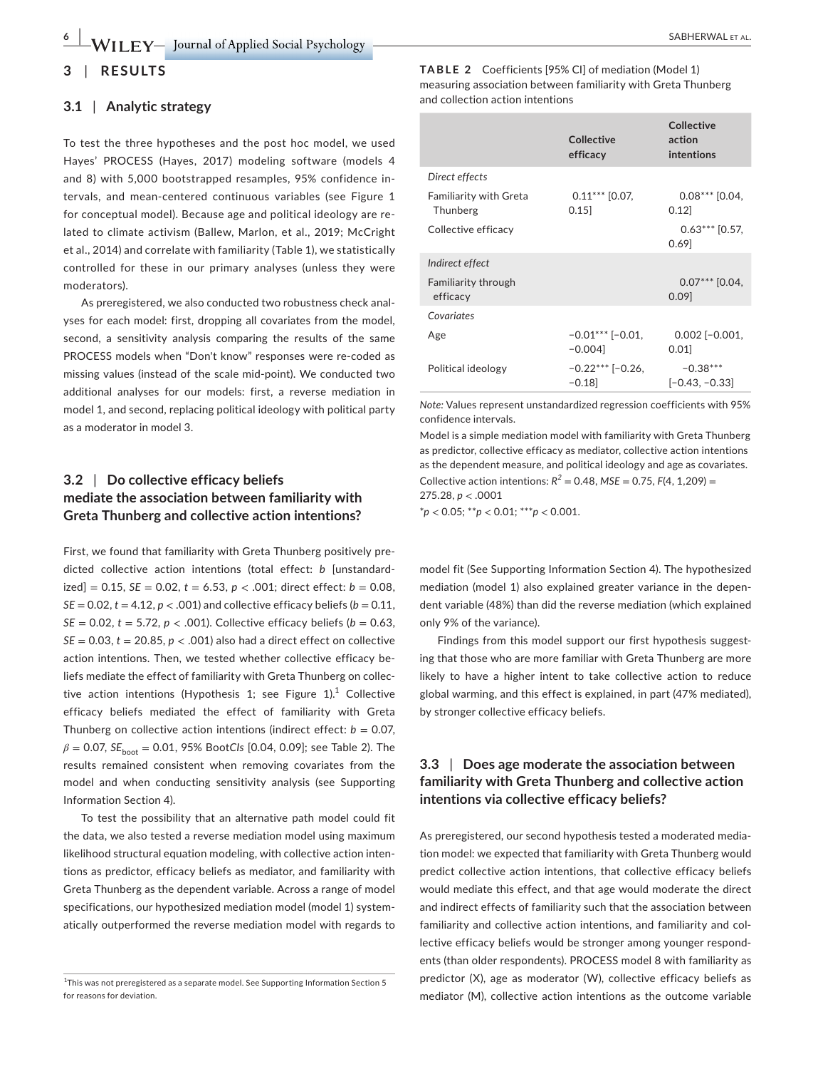## 3 | RESULTS

### 3.1 | Analytic strategy

To test the three hypotheses and the post hoc model, we used Hayes' PROCESS (Hayes, 2017) modeling software (models 4 and 8) with 5,000 bootstrapped resamples, 95% confidence intervals, and mean-centered continuous variables (see Figure 1 for conceptual model). Because age and political ideology are related to climate activism (Ballew, Marlon, et al., 2019; McCright et al., 2014) and correlate with familiarity (Table 1), we statistically controlled for these in our primary analyses (unless they were moderators).

As preregistered, we also conducted two robustness check analyses for each model: first, dropping all covariates from the model, second, a sensitivity analysis comparing the results of the same PROCESS models when "Don't know" responses were re-coded as missing values (instead of the scale mid-point). We conducted two additional analyses for our models: first, a reverse mediation in model 1, and second, replacing political ideology with political party as a moderator in model 3.

### 3.2 | Do collective efficacy beliefs mediate the association between familiarity with Greta Thunberg and collective action intentions?

First, we found that familiarity with Greta Thunberg positively predicted collective action intentions (total effect: *b* [unstandardized] = 0.15, *SE* = 0.02, *t* = 6.53, $p < .001$; direct effect: *b* = 0.08, *SE* = 0.02, *t* = 4.12, $p < .001$) and collective efficacy beliefs (*b* = 0.11, *SE* = 0.02, *t* = 5.72, $p < .001$). Collective efficacy beliefs (*b* = 0.63, *SE* = 0.03, *t* = 20.85, $p < .001$) also had a direct effect on collective action intentions. Then, we tested whether collective efficacy beliefs mediate the effect of familiarity with Greta Thunberg on collective action intentions (Hypothesis 1; see Figure 1).[1] Collective efficacy beliefs mediated the effect of familiarity with Greta Thunberg on collective action intentions (indirect effect: *b* = 0.07, $\beta = 0.07$, $SE_{boot} = 0.01$, 95% Boot*CIs* [0.04, 0.09]; see Table 2). The results remained consistent when removing covariates from the model and when conducting sensitivity analysis (see Supporting Information Section 4).

To test the possibility that an alternative path model could fit the data, we also tested a reverse mediation model using maximum likelihood structural equation modeling, with collective action intentions as predictor, efficacy beliefs as mediator, and familiarity with Greta Thunberg as the dependent variable. Across a range of model specifications, our hypothesized mediation model (model 1) systematically outperformed the reverse mediation model with regards to model fit (See Supporting Information Section 4). The hypothesized mediation (model 1) also explained greater variance in the dependent variable (48%) than did the reverse mediation (which explained only 9% of the variance).

Findings from this model support our first hypothesis suggesting that those who are more familiar with Greta Thunberg are more likely to have a higher intent to take collective action to reduce global warming, and this effect is explained, in part (47% mediated), by stronger collective efficacy beliefs.

[1] This was not preregistered as a separate model. See Supporting Information Section 5 for reasons for deviation.

**TABLE 2** Coefficients [95% CI] of mediation (Model 1) measuring association between familiarity with Greta Thunberg and collection action intentions

| | Collective efficacy | Collective action intentions |
|---|---|---|
| *Direct effects* | | |
| Familiarity with Greta Thunberg | 0.11*** [0.07, 0.15] | 0.08*** [0.04, 0.12] |
| Collective efficacy | | 0.63*** [0.57, 0.69] |
| *Indirect effect* | | |
| Familiarity through efficacy | | 0.07*** [0.04, 0.09] |
| *Covariates* | | |
| Age | −0.01*** [−0.01, −0.004] | 0.002 [−0.001, 0.01] |
| Political ideology | −0.22*** [−0.26, −0.18] | −0.38*** [−0.43, −0.33] |

*Note:* Values represent unstandardized regression coefficients with 95% confidence intervals.

Model is a simple mediation model with familiarity with Greta Thunberg as predictor, collective efficacy as mediator, collective action intentions as the dependent measure, and political ideology and age as covariates. Collective action intentions: $R^2 = 0.48$, *MSE* = 0.75, $F(4, 1{,}209) = 275.28$, $p < .0001$

*$p < 0.05$; **$p < 0.01$; ***$p < 0.001$.

### 3.3 | Does age moderate the association between familiarity with Greta Thunberg and collective action intentions via collective efficacy beliefs?

As preregistered, our second hypothesis tested a moderated mediation model: we expected that familiarity with Greta Thunberg would predict collective action intentions, that collective efficacy beliefs would mediate this effect, and that age would moderate the direct and indirect effects of familiarity such that the association between familiarity and collective action intentions, and familiarity and collective efficacy beliefs would be stronger among younger respondents (than older respondents). PROCESS model 8 with familiarity as predictor (X), age as moderator (W), collective efficacy beliefs as mediator (M), collective action intentions as the outcome variable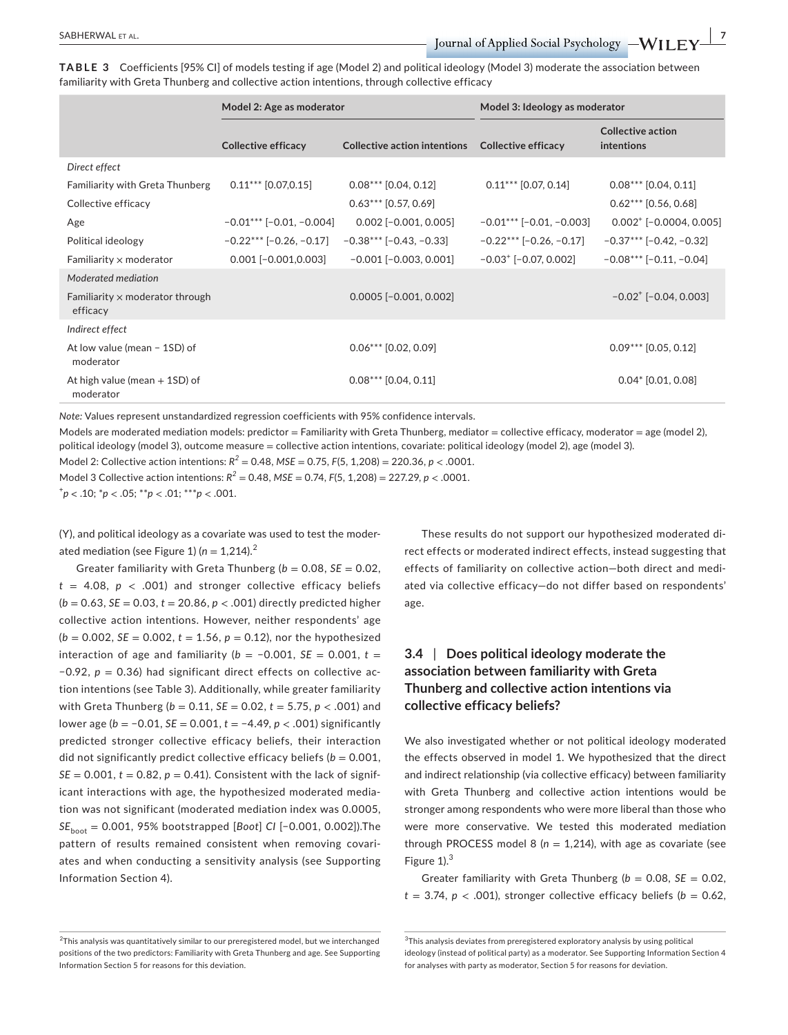**TABLE 3** Coefficients [95% CI] of models testing if age (Model 2) and political ideology (Model 3) moderate the association between familiarity with Greta Thunberg and collective action intentions, through collective efficacy

| | Model 2: Age as moderator | | Model 3: Ideology as moderator | |
|---|---|---|---|---|
| | Collective efficacy | Collective action intentions | Collective efficacy | Collective action intentions |
| *Direct effect* | | | | |
| Familiarity with Greta Thunberg | 0.11*** [0.07,0.15] | 0.08*** [0.04, 0.12] | 0.11*** [0.07, 0.14] | 0.08*** [0.04, 0.11] |
| Collective efficacy | | 0.63*** [0.57, 0.69] | | 0.62*** [0.56, 0.68] |
| Age | −0.01*** [−0.01, −0.004] | 0.002 [−0.001, 0.005] | −0.01*** [−0.01, −0.003] | 0.002+ [−0.0004, 0.005] |
| Political ideology | −0.22*** [−0.26, −0.17] | −0.38*** [−0.43, −0.33] | −0.22*** [−0.26, −0.17] | −0.37*** [−0.42, −0.32] |
| Familiarity × moderator | 0.001 [−0.001,0.003] | −0.001 [−0.003, 0.001] | −0.03+ [−0.07, 0.002] | −0.08*** [−0.11, −0.04] |
| *Moderated mediation* | | | | |
| Familiarity × moderator through efficacy | | 0.0005 [−0.001, 0.002] | | −0.02+ [−0.04, 0.003] |
| *Indirect effect* | | | | |
| At low value (mean − 1SD) of moderator | | 0.06*** [0.02, 0.09] | | 0.09*** [0.05, 0.12] |
| At high value (mean + 1SD) of moderator | | 0.08*** [0.04, 0.11] | | 0.04* [0.01, 0.08] |

*Note:* Values represent unstandardized regression coefficients with 95% confidence intervals.

Models are moderated mediation models: predictor = Familiarity with Greta Thunberg, mediator = collective efficacy, moderator = age (model 2), political ideology (model 3), outcome measure = collective action intentions, covariate: political ideology (model 2), age (model 3).

Model 2: Collective action intentions: $R^2 = 0.48$, $MSE = 0.75$, $F(5, 1{,}208) = 220.36$, $p < .0001$.

Model 3 Collective action intentions: $R^2 = 0.48$, $MSE = 0.74$, $F(5, 1{,}208) = 227.29$, $p < .0001$.

+$p < .10$; *$p < .05$; **$p < .01$; ***$p < .001$.

(Y), and political ideology as a covariate was used to test the moderated mediation (see Figure 1) ($n = 1{,}214$).[2]

Greater familiarity with Greta Thunberg ($b = 0.08$, $SE = 0.02$, $t = 4.08$, $p < .001$) and stronger collective efficacy beliefs ($b = 0.63$, $SE = 0.03$, $t = 20.86$, $p < .001$) directly predicted higher collective action intentions. However, neither respondents' age ($b = 0.002$, $SE = 0.002$, $t = 1.56$, $p = 0.12$), nor the hypothesized interaction of age and familiarity ($b = -0.001$, $SE = 0.001$, $t = -0.92$, $p = 0.36$) had significant direct effects on collective action intentions (see Table 3). Additionally, while greater familiarity with Greta Thunberg ($b = 0.11$, $SE = 0.02$, $t = 5.75$, $p < .001$) and lower age ($b = -0.01$, $SE = 0.001$, $t = -4.49$, $p < .001$) significantly predicted stronger collective efficacy beliefs, their interaction did not significantly predict collective efficacy beliefs ($b = 0.001$, $SE = 0.001$, $t = 0.82$, $p = 0.41$). Consistent with the lack of significant interactions with age, the hypothesized moderated mediation was not significant (moderated mediation index was 0.0005, $SE_{boot} = 0.001$, 95% bootstrapped [*Boot*] *CI* [−0.001, 0.002]).The pattern of results remained consistent when removing covariates and when conducting a sensitivity analysis (see Supporting Information Section 4).

These results do not support our hypothesized moderated direct effects or moderated indirect effects, instead suggesting that effects of familiarity on collective action—both direct and mediated via collective efficacy—do not differ based on respondents' age.

### 3.4 | Does political ideology moderate the association between familiarity with Greta Thunberg and collective action intentions via collective efficacy beliefs?

We also investigated whether or not political ideology moderated the effects observed in model 1. We hypothesized that the direct and indirect relationship (via collective efficacy) between familiarity with Greta Thunberg and collective action intentions would be stronger among respondents who were more liberal than those who were more conservative. We tested this moderated mediation through PROCESS model 8 ($n = 1{,}214$), with age as covariate (see Figure 1).[3]

Greater familiarity with Greta Thunberg ($b = 0.08$, $SE = 0.02$, $t = 3.74$, $p < .001$), stronger collective efficacy beliefs ($b = 0.62$,

[2]This analysis was quantitatively similar to our preregistered model, but we interchanged positions of the two predictors: Familiarity with Greta Thunberg and age. See Supporting Information Section 5 for reasons for this deviation.

[3]This analysis deviates from preregistered exploratory analysis by using political ideology (instead of political party) as a moderator. See Supporting Information Section 4 for analyses with party as moderator, Section 5 for reasons for deviation.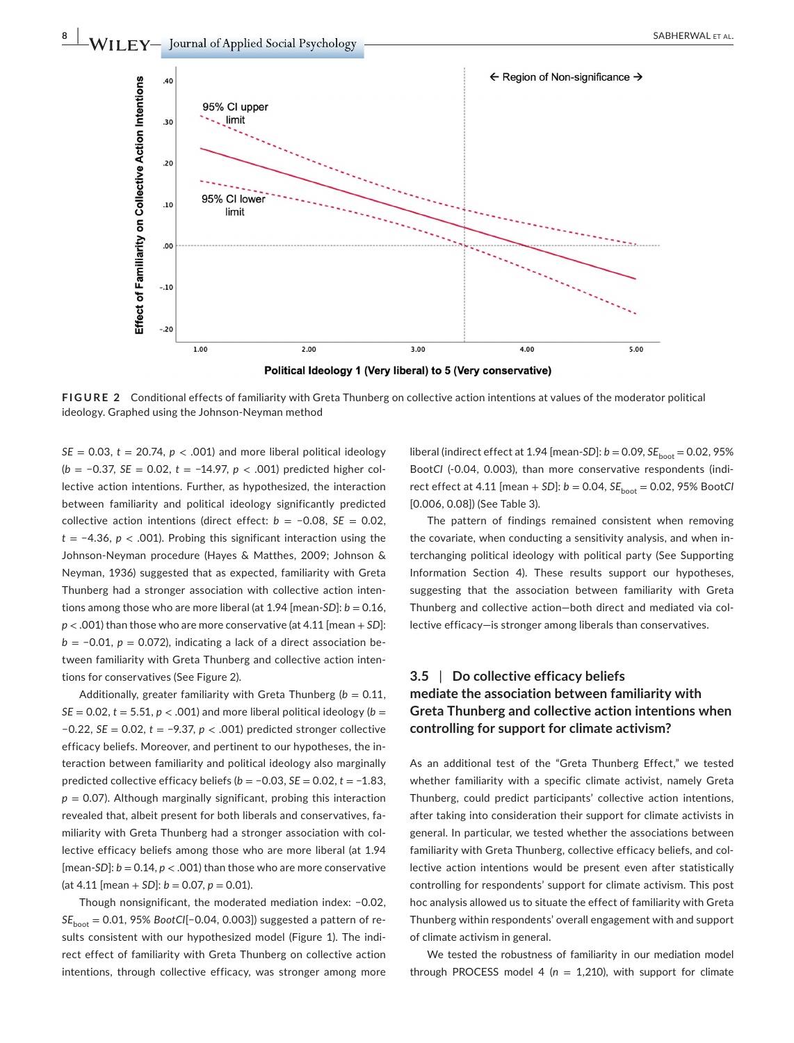**FIGURE 2** Conditional effects of familiarity with Greta Thunberg on collective action intentions at values of the moderator political ideology. Graphed using the Johnson-Neyman method

$SE$ = 0.03, $t$ = 20.74, $p$ < .001) and more liberal political ideology ($b$ = −0.37, $SE$ = 0.02, $t$ = −14.97, $p$ < .001) predicted higher collective action intentions. Further, as hypothesized, the interaction between familiarity and political ideology significantly predicted collective action intentions (direct effect: $b$ = −0.08, $SE$ = 0.02, $t$ = −4.36, $p$ < .001). Probing this significant interaction using the Johnson-Neyman procedure (Hayes & Matthes, 2009; Johnson & Neyman, 1936) suggested that as expected, familiarity with Greta Thunberg had a stronger association with collective action intentions among those who are more liberal (at 1.94 [mean-$SD$]: $b$ = 0.16, $p$ < .001) than those who are more conservative (at 4.11 [mean + $SD$]: $b$ = −0.01, $p$ = 0.072), indicating a lack of a direct association between familiarity with Greta Thunberg and collective action intentions for conservatives (See Figure 2).

Additionally, greater familiarity with Greta Thunberg ($b$ = 0.11, $SE$ = 0.02, $t$ = 5.51, $p$ < .001) and more liberal political ideology ($b$ = −0.22, $SE$ = 0.02, $t$ = −9.37, $p$ < .001) predicted stronger collective efficacy beliefs. Moreover, and pertinent to our hypotheses, the interaction between familiarity and political ideology also marginally predicted collective efficacy beliefs ($b$ = −0.03, $SE$ = 0.02, $t$ = −1.83, $p$ = 0.07). Although marginally significant, probing this interaction revealed that, albeit present for both liberals and conservatives, familiarity with Greta Thunberg had a stronger association with collective efficacy beliefs among those who are more liberal (at 1.94 [mean-$SD$]: $b$ = 0.14, $p$ < .001) than those who are more conservative (at 4.11 [mean + $SD$]: $b$ = 0.07, $p$ = 0.01).

Though nonsignificant, the moderated mediation index: −0.02, $SE_{boot}$ = 0.01, 95% *BootCI*[−0.04, 0.003]) suggested a pattern of results consistent with our hypothesized model (Figure 1). The indirect effect of familiarity with Greta Thunberg on collective action intentions, through collective efficacy, was stronger among more liberal (indirect effect at 1.94 [mean-$SD$]: $b$ = 0.09, $SE_{boot}$ = 0.02, 95% Boot*CI* (-0.04, 0.003), than more conservative respondents (indirect effect at 4.11 [mean + $SD$]: $b$ = 0.04, $SE_{boot}$ = 0.02, 95% Boot*CI* [0.006, 0.08]) (See Table 3).

The pattern of findings remained consistent when removing the covariate, when conducting a sensitivity analysis, and when interchanging political ideology with political party (See Supporting Information Section 4). These results support our hypotheses, suggesting that the association between familiarity with Greta Thunberg and collective action—both direct and mediated via collective efficacy—is stronger among liberals than conservatives.

### 3.5 | Do collective efficacy beliefs mediate the association between familiarity with Greta Thunberg and collective action intentions when controlling for support for climate activism?

As an additional test of the "Greta Thunberg Effect," we tested whether familiarity with a specific climate activist, namely Greta Thunberg, could predict participants' collective action intentions, after taking into consideration their support for climate activists in general. In particular, we tested whether the associations between familiarity with Greta Thunberg, collective efficacy beliefs, and collective action intentions would be present even after statistically controlling for respondents' support for climate activism. This post hoc analysis allowed us to situate the effect of familiarity with Greta Thunberg within respondents' overall engagement with and support of climate activism in general.

We tested the robustness of familiarity in our mediation model through PROCESS model 4 ($n$ = 1,210), with support for climate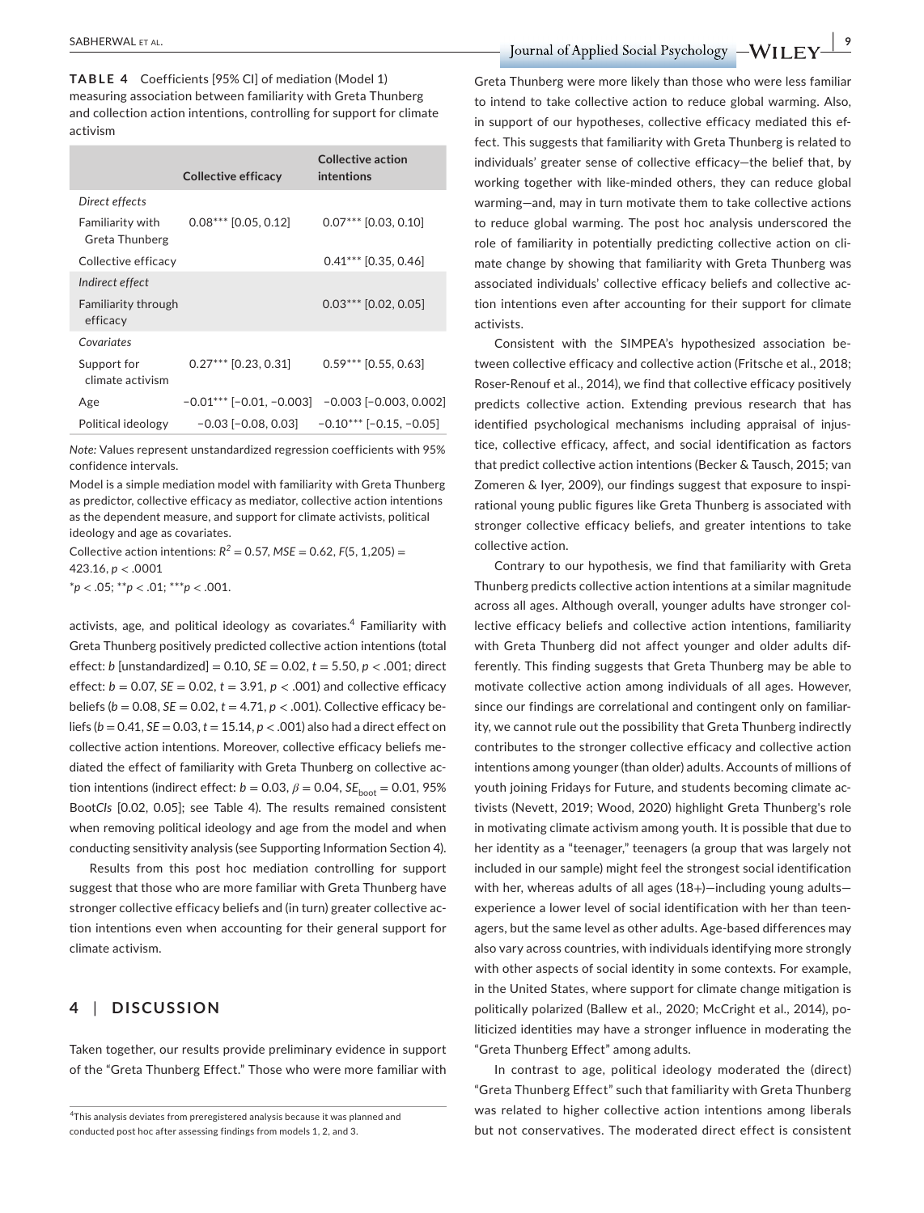**TABLE 4** Coefficients [95% CI] of mediation (Model 1) measuring association between familiarity with Greta Thunberg and collection action intentions, controlling for support for climate activism

| | Collective efficacy | Collective action intentions |
|---|---|---|
| *Direct effects* | | |
| Familiarity with Greta Thunberg | 0.08*** [0.05, 0.12] | 0.07*** [0.03, 0.10] |
| Collective efficacy | | 0.41*** [0.35, 0.46] |
| *Indirect effect* | | |
| Familiarity through efficacy | | 0.03*** [0.02, 0.05] |
| *Covariates* | | |
| Support for climate activism | 0.27*** [0.23, 0.31] | 0.59*** [0.55, 0.63] |
| Age | −0.01*** [−0.01, −0.003] | −0.003 [−0.003, 0.002] |
| Political ideology | −0.03 [−0.08, 0.03] | −0.10*** [−0.15, −0.05] |

*Note:* Values represent unstandardized regression coefficients with 95% confidence intervals.

Model is a simple mediation model with familiarity with Greta Thunberg as predictor, collective efficacy as mediator, collective action intentions as the dependent measure, and support for climate activists, political ideology and age as covariates.

Collective action intentions: $R^2 = 0.57$, $MSE = 0.62$, $F(5, 1{,}205) = 423.16$, $p < .0001$

$^{*}p < .05$; $^{**}p < .01$; $^{***}p < .001$.

activists, age, and political ideology as covariates.[4] Familiarity with Greta Thunberg positively predicted collective action intentions (total effect: $b$ [unstandardized] = 0.10, $SE = 0.02$, $t = 5.50$, $p < .001$; direct effect: $b = 0.07$, $SE = 0.02$, $t = 3.91$, $p < .001$) and collective efficacy beliefs ($b = 0.08$, $SE = 0.02$, $t = 4.71$, $p < .001$). Collective efficacy beliefs ($b = 0.41$, $SE = 0.03$, $t = 15.14$, $p < .001$) also had a direct effect on collective action intentions. Moreover, collective efficacy beliefs mediated the effect of familiarity with Greta Thunberg on collective action intentions (indirect effect: $b = 0.03$, $\beta = 0.04$, $SE_{\text{boot}} = 0.01$, 95% Boot*CIs* [0.02, 0.05]; see Table 4). The results remained consistent when removing political ideology and age from the model and when conducting sensitivity analysis (see Supporting Information Section 4).

Results from this post hoc mediation controlling for support suggest that those who are more familiar with Greta Thunberg have stronger collective efficacy beliefs and (in turn) greater collective action intentions even when accounting for their general support for climate activism.

## 4 | DISCUSSION

Taken together, our results provide preliminary evidence in support of the "Greta Thunberg Effect." Those who were more familiar with Greta Thunberg were more likely than those who were less familiar to intend to take collective action to reduce global warming. Also, in support of our hypotheses, collective efficacy mediated this effect. This suggests that familiarity with Greta Thunberg is related to individuals' greater sense of collective efficacy—the belief that, by working together with like-minded others, they can reduce global warming—and, may in turn motivate them to take collective actions to reduce global warming. The post hoc analysis underscored the role of familiarity in potentially predicting collective action on climate change by showing that familiarity with Greta Thunberg was associated individuals' collective efficacy beliefs and collective action intentions even after accounting for their support for climate activists.

Consistent with the SIMPEA's hypothesized association between collective efficacy and collective action (Fritsche et al., 2018; Roser-Renouf et al., 2014), we find that collective efficacy positively predicts collective action. Extending previous research that has identified psychological mechanisms including appraisal of injustice, collective efficacy, affect, and social identification as factors that predict collective action intentions (Becker & Tausch, 2015; van Zomeren & Iyer, 2009), our findings suggest that exposure to inspirational young public figures like Greta Thunberg is associated with stronger collective efficacy beliefs, and greater intentions to take collective action.

Contrary to our hypothesis, we find that familiarity with Greta Thunberg predicts collective action intentions at a similar magnitude across all ages. Although overall, younger adults have stronger collective efficacy beliefs and collective action intentions, familiarity with Greta Thunberg did not affect younger and older adults differently. This finding suggests that Greta Thunberg may be able to motivate collective action among individuals of all ages. However, since our findings are correlational and contingent only on familiarity, we cannot rule out the possibility that Greta Thunberg indirectly contributes to the stronger collective efficacy and collective action intentions among younger (than older) adults. Accounts of millions of youth joining Fridays for Future, and students becoming climate activists (Nevett, 2019; Wood, 2020) highlight Greta Thunberg's role in motivating climate activism among youth. It is possible that due to her identity as a "teenager," teenagers (a group that was largely not included in our sample) might feel the strongest social identification with her, whereas adults of all ages (18+)—including young adults—experience a lower level of social identification with her than teenagers, but the same level as other adults. Age-based differences may also vary across countries, with individuals identifying more strongly with other aspects of social identity in some contexts. For example, in the United States, where support for climate change mitigation is politically polarized (Ballew et al., 2020; McCright et al., 2014), politicized identities may have a stronger influence in moderating the "Greta Thunberg Effect" among adults.

In contrast to age, political ideology moderated the (direct) "Greta Thunberg Effect" such that familiarity with Greta Thunberg was related to higher collective action intentions among liberals but not conservatives. The moderated direct effect is consistent

[4]This analysis deviates from preregistered analysis because it was planned and conducted post hoc after assessing findings from models 1, 2, and 3.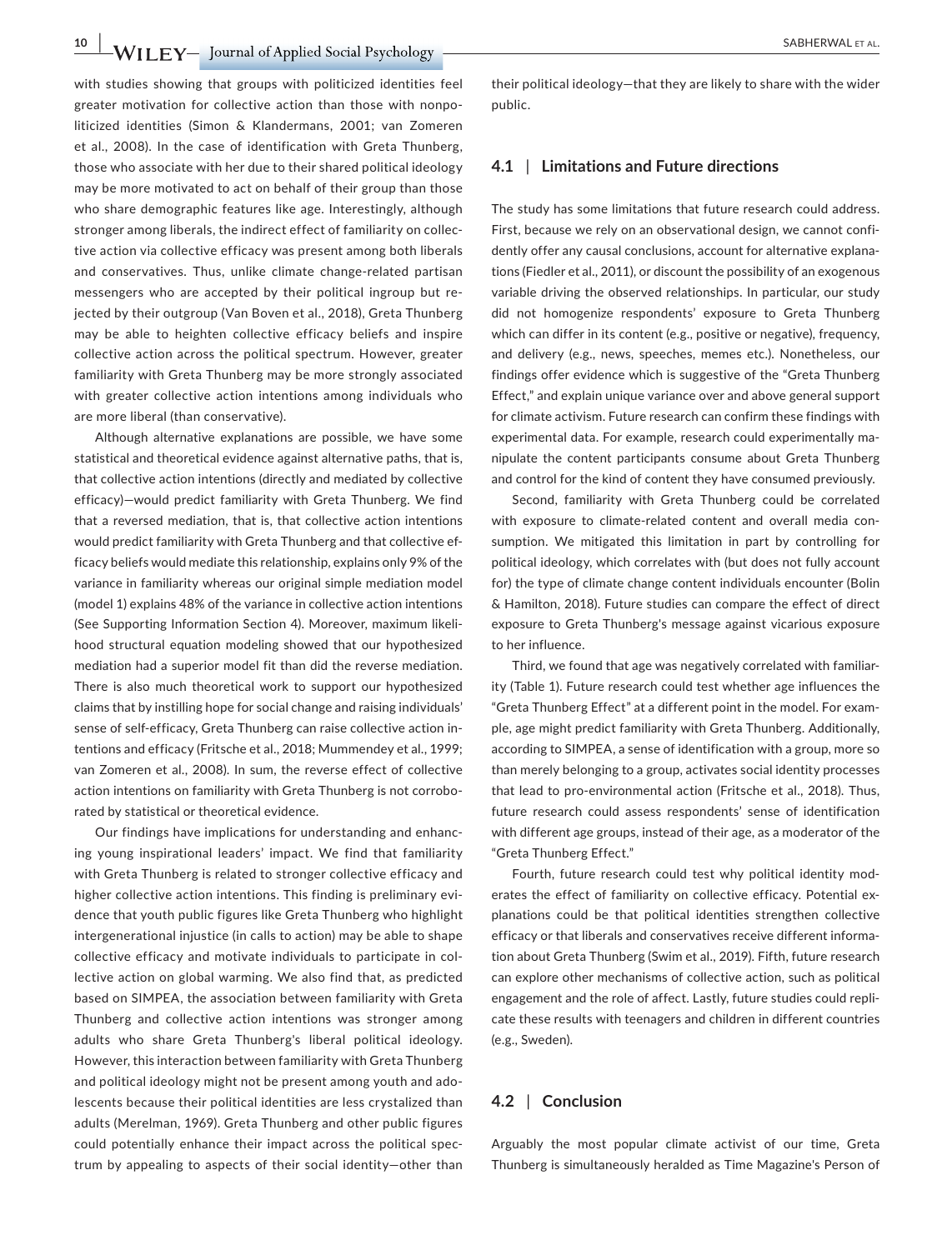with studies showing that groups with politicized identities feel greater motivation for collective action than those with nonpoliticized identities (Simon & Klandermans, 2001; van Zomeren et al., 2008). In the case of identification with Greta Thunberg, those who associate with her due to their shared political ideology may be more motivated to act on behalf of their group than those who share demographic features like age. Interestingly, although stronger among liberals, the indirect effect of familiarity on collective action via collective efficacy was present among both liberals and conservatives. Thus, unlike climate change-related partisan messengers who are accepted by their political ingroup but rejected by their outgroup (Van Boven et al., 2018), Greta Thunberg may be able to heighten collective efficacy beliefs and inspire collective action across the political spectrum. However, greater familiarity with Greta Thunberg may be more strongly associated with greater collective action intentions among individuals who are more liberal (than conservative).

Although alternative explanations are possible, we have some statistical and theoretical evidence against alternative paths, that is, that collective action intentions (directly and mediated by collective efficacy)—would predict familiarity with Greta Thunberg. We find that a reversed mediation, that is, that collective action intentions would predict familiarity with Greta Thunberg and that collective efficacy beliefs would mediate this relationship, explains only 9% of the variance in familiarity whereas our original simple mediation model (model 1) explains 48% of the variance in collective action intentions (See Supporting Information Section 4). Moreover, maximum likelihood structural equation modeling showed that our hypothesized mediation had a superior model fit than did the reverse mediation. There is also much theoretical work to support our hypothesized claims that by instilling hope for social change and raising individuals' sense of self-efficacy, Greta Thunberg can raise collective action intentions and efficacy (Fritsche et al., 2018; Mummendey et al., 1999; van Zomeren et al., 2008). In sum, the reverse effect of collective action intentions on familiarity with Greta Thunberg is not corroborated by statistical or theoretical evidence.

Our findings have implications for understanding and enhancing young inspirational leaders' impact. We find that familiarity with Greta Thunberg is related to stronger collective efficacy and higher collective action intentions. This finding is preliminary evidence that youth public figures like Greta Thunberg who highlight intergenerational injustice (in calls to action) may be able to shape collective efficacy and motivate individuals to participate in collective action on global warming. We also find that, as predicted based on SIMPEA, the association between familiarity with Greta Thunberg and collective action intentions was stronger among adults who share Greta Thunberg's liberal political ideology. However, this interaction between familiarity with Greta Thunberg and political ideology might not be present among youth and adolescents because their political identities are less crystalized than adults (Merelman, 1969). Greta Thunberg and other public figures could potentially enhance their impact across the political spectrum by appealing to aspects of their social identity—other than their political ideology—that they are likely to share with the wider public.

## 4.1 | Limitations and Future directions

The study has some limitations that future research could address. First, because we rely on an observational design, we cannot confidently offer any causal conclusions, account for alternative explanations (Fiedler et al., 2011), or discount the possibility of an exogenous variable driving the observed relationships. In particular, our study did not homogenize respondents' exposure to Greta Thunberg which can differ in its content (e.g., positive or negative), frequency, and delivery (e.g., news, speeches, memes etc.). Nonetheless, our findings offer evidence which is suggestive of the "Greta Thunberg Effect," and explain unique variance over and above general support for climate activism. Future research can confirm these findings with experimental data. For example, research could experimentally manipulate the content participants consume about Greta Thunberg and control for the kind of content they have consumed previously.

Second, familiarity with Greta Thunberg could be correlated with exposure to climate-related content and overall media consumption. We mitigated this limitation in part by controlling for political ideology, which correlates with (but does not fully account for) the type of climate change content individuals encounter (Bolin & Hamilton, 2018). Future studies can compare the effect of direct exposure to Greta Thunberg's message against vicarious exposure to her influence.

Third, we found that age was negatively correlated with familiarity (Table 1). Future research could test whether age influences the "Greta Thunberg Effect" at a different point in the model. For example, age might predict familiarity with Greta Thunberg. Additionally, according to SIMPEA, a sense of identification with a group, more so than merely belonging to a group, activates social identity processes that lead to pro-environmental action (Fritsche et al., 2018). Thus, future research could assess respondents' sense of identification with different age groups, instead of their age, as a moderator of the "Greta Thunberg Effect."

Fourth, future research could test why political identity moderates the effect of familiarity on collective efficacy. Potential explanations could be that political identities strengthen collective efficacy or that liberals and conservatives receive different information about Greta Thunberg (Swim et al., 2019). Fifth, future research can explore other mechanisms of collective action, such as political engagement and the role of affect. Lastly, future studies could replicate these results with teenagers and children in different countries (e.g., Sweden).

## 4.2 | Conclusion

Arguably the most popular climate activist of our time, Greta Thunberg is simultaneously heralded as Time Magazine's Person of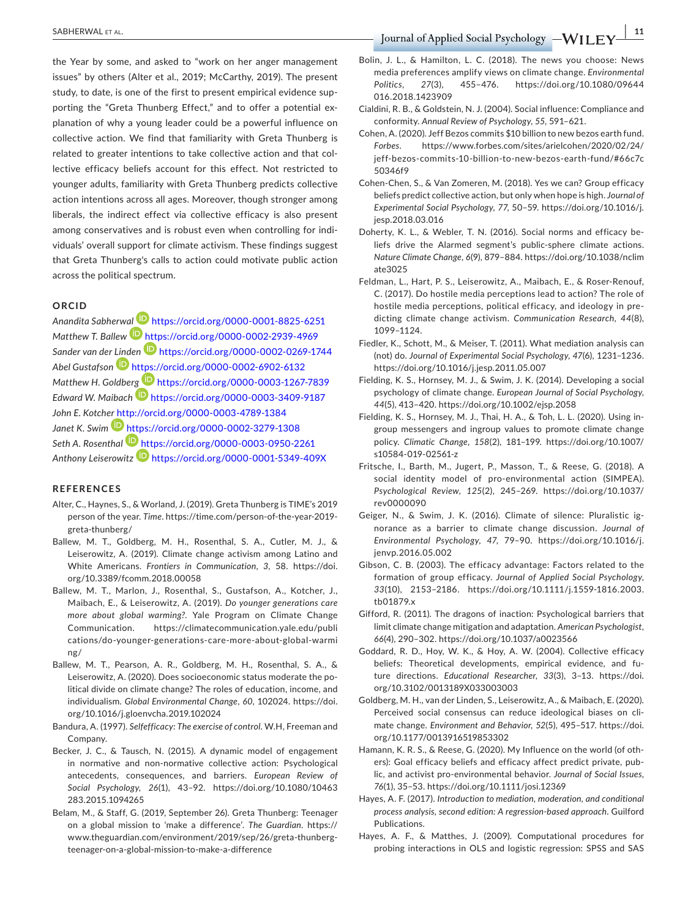the Year by some, and asked to "work on her anger management issues" by others (Alter et al., 2019; McCarthy, 2019). The present study, to date, is one of the first to present empirical evidence supporting the "Greta Thunberg Effect," and to offer a potential explanation of why a young leader could be a powerful influence on collective action. We find that familiarity with Greta Thunberg is related to greater intentions to take collective action and that collective efficacy beliefs account for this effect. Not restricted to younger adults, familiarity with Greta Thunberg predicts collective action intentions across all ages. Moreover, though stronger among liberals, the indirect effect via collective efficacy is also present among conservatives and is robust even when controlling for individuals' overall support for climate activism. These findings suggest that Greta Thunberg's calls to action could motivate public action across the political spectrum.

## ORCID

*Anandita Sabherwal* https://orcid.org/0000-0001-8825-6251
*Matthew T. Ballew* https://orcid.org/0000-0002-2939-4969
*Sander van der Linden* https://orcid.org/0000-0002-0269-1744
*Abel Gustafson* https://orcid.org/0000-0002-6902-6132
*Matthew H. Goldberg* https://orcid.org/0000-0003-1267-7839
*Edward W. Maibach* https://orcid.org/0000-0003-3409-9187
*John E. Kotcher* http://orcid.org/0000-0003-4789-1384
*Janet K. Swim* https://orcid.org/0000-0002-3279-1308
*Seth A. Rosenthal* https://orcid.org/0000-0003-0950-2261
*Anthony Leiserowitz* https://orcid.org/0000-0001-5349-409X

## REFERENCES

Alter, C., Haynes, S., & Worland, J. (2019). Greta Thunberg is TIME's 2019 person of the year. *Time*. https://time.com/person-of-the-year-2019-greta-thunberg/

Ballew, M. T., Goldberg, M. H., Rosenthal, S. A., Cutler, M. J., & Leiserowitz, A. (2019). Climate change activism among Latino and White Americans. *Frontiers in Communication*, *3*, 58. https://doi.org/10.3389/fcomm.2018.00058

Ballew, M. T., Marlon, J., Rosenthal, S., Gustafson, A., Kotcher, J., Maibach, E., & Leiserowitz, A. (2019). *Do younger generations care more about global warming?*. Yale Program on Climate Change Communication. https://climatecommunication.yale.edu/publications/do-younger-generations-care-more-about-global-warming/

Ballew, M. T., Pearson, A. R., Goldberg, M. H., Rosenthal, S. A., & Leiserowitz, A. (2020). Does socioeconomic status moderate the political divide on climate change? The roles of education, income, and individualism. *Global Environmental Change*, *60*, 102024. https://doi.org/10.1016/j.gloenvcha.2019.102024

Bandura, A. (1997). *Selfefficacy: The exercise of control*. W.H, Freeman and Company.

Becker, J. C., & Tausch, N. (2015). A dynamic model of engagement in normative and non-normative collective action: Psychological antecedents, consequences, and barriers. *European Review of Social Psychology*, *26*(1), 43–92. https://doi.org/10.1080/10463283.2015.1094265

Belam, M., & Staff, G. (2019, September 26). Greta Thunberg: Teenager on a global mission to 'make a difference'. *The Guardian*. https://www.theguardian.com/environment/2019/sep/26/greta-thunberg-teenager-on-a-global-mission-to-make-a-difference

Bolin, J. L., & Hamilton, L. C. (2018). The news you choose: News media preferences amplify views on climate change. *Environmental Politics*, *27*(3), 455–476. https://doi.org/10.1080/09644016.2018.1423909

Cialdini, R. B., & Goldstein, N. J. (2004). Social influence: Compliance and conformity. *Annual Review of Psychology*, *55*, 591–621.

Cohen, A. (2020). Jeff Bezos commits $10 billion to new bezos earth fund. *Forbes*. https://www.forbes.com/sites/arielcohen/2020/02/24/jeff-bezos-commits-10-billion-to-new-bezos-earth-fund/#66c7c50346f9

Cohen-Chen, S., & Van Zomeren, M. (2018). Yes we can? Group efficacy beliefs predict collective action, but only when hope is high. *Journal of Experimental Social Psychology*, *77*, 50–59. https://doi.org/10.1016/j.jesp.2018.03.016

Doherty, K. L., & Webler, T. N. (2016). Social norms and efficacy beliefs drive the Alarmed segment's public-sphere climate actions. *Nature Climate Change*, *6*(9), 879–884. https://doi.org/10.1038/nclimate3025

Feldman, L., Hart, P. S., Leiserowitz, A., Maibach, E., & Roser-Renouf, C. (2017). Do hostile media perceptions lead to action? The role of hostile media perceptions, political efficacy, and ideology in predicting climate change activism. *Communication Research*, *44*(8), 1099–1124.

Fiedler, K., Schott, M., & Meiser, T. (2011). What mediation analysis can (not) do. *Journal of Experimental Social Psychology*, *47*(6), 1231–1236. https://doi.org/10.1016/j.jesp.2011.05.007

Fielding, K. S., Hornsey, M. J., & Swim, J. K. (2014). Developing a social psychology of climate change. *European Journal of Social Psychology*, *44*(5), 413–420. https://doi.org/10.1002/ejsp.2058

Fielding, K. S., Hornsey, M. J., Thai, H. A., & Toh, L. L. (2020). Using ingroup messengers and ingroup values to promote climate change policy. *Climatic Change*, *158*(2), 181–199. https://doi.org/10.1007/s10584-019-02561-z

Fritsche, I., Barth, M., Jugert, P., Masson, T., & Reese, G. (2018). A social identity model of pro-environmental action (SIMPEA). *Psychological Review*, *125*(2), 245–269. https://doi.org/10.1037/rev0000090

Geiger, N., & Swim, J. K. (2016). Climate of silence: Pluralistic ignorance as a barrier to climate change discussion. *Journal of Environmental Psychology*, *47*, 79–90. https://doi.org/10.1016/j.jenvp.2016.05.002

Gibson, C. B. (2003). The efficacy advantage: Factors related to the formation of group efficacy. *Journal of Applied Social Psychology*, *33*(10), 2153–2186. https://doi.org/10.1111/j.1559-1816.2003.tb01879.x

Gifford, R. (2011). The dragons of inaction: Psychological barriers that limit climate change mitigation and adaptation. *American Psychologist*, *66*(4), 290–302. https://doi.org/10.1037/a0023566

Goddard, R. D., Hoy, W. K., & Hoy, A. W. (2004). Collective efficacy beliefs: Theoretical developments, empirical evidence, and future directions. *Educational Researcher*, *33*(3), 3–13. https://doi.org/10.3102/0013189X033003003

Goldberg, M. H., van der Linden, S., Leiserowitz, A., & Maibach, E. (2020). Perceived social consensus can reduce ideological biases on climate change. *Environment and Behavior*, *52*(5), 495–517. https://doi.org/10.1177/0013916519853302

Hamann, K. R. S., & Reese, G. (2020). My Influence on the world (of others): Goal efficacy beliefs and efficacy affect predict private, public, and activist pro-environmental behavior. *Journal of Social Issues*, *76*(1), 35–53. https://doi.org/10.1111/josi.12369

Hayes, A. F. (2017). *Introduction to mediation, moderation, and conditional process analysis, second edition: A regression-based approach*. Guilford Publications.

Hayes, A. F., & Matthes, J. (2009). Computational procedures for probing interactions in OLS and logistic regression: SPSS and SAS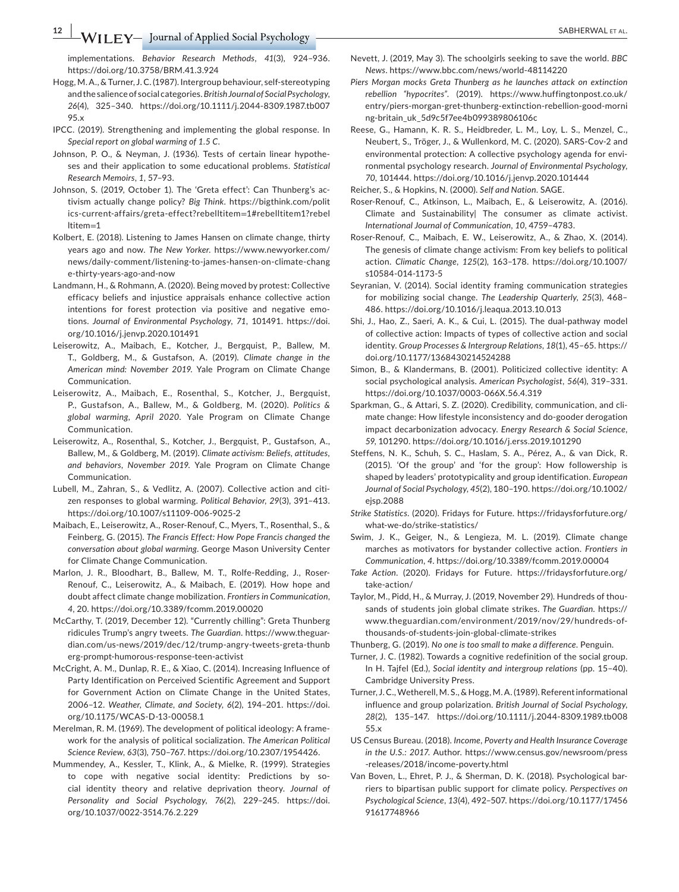implementations. *Behavior Research Methods*, *41*(3), 924–936. https://doi.org/10.3758/BRM.41.3.924

Hogg, M. A., & Turner, J. C. (1987). Intergroup behaviour, self-stereotyping and the salience of social categories. *British Journal of Social Psychology*, *26*(4), 325–340. https://doi.org/10.1111/j.2044-8309.1987.tb00795.x

IPCC. (2019). Strengthening and implementing the global response. In *Special report on global warming of 1.5 C*.

Johnson, P. O., & Neyman, J. (1936). Tests of certain linear hypotheses and their application to some educational problems. *Statistical Research Memoirs*, *1*, 57–93.

Johnson, S. (2019, October 1). The 'Greta effect': Can Thunberg's activism actually change policy? *Big Think*. https://bigthink.com/politics-current-affairs/greta-effect?rebelltitem=1#rebelltitem1?rebelltitem=1

Kolbert, E. (2018). Listening to James Hansen on climate change, thirty years ago and now. *The New Yorker*. https://www.newyorker.com/news/daily-comment/listening-to-james-hansen-on-climate-change-thirty-years-ago-and-now

Landmann, H., & Rohmann, A. (2020). Being moved by protest: Collective efficacy beliefs and injustice appraisals enhance collective action intentions for forest protection via positive and negative emotions. *Journal of Environmental Psychology*, *71*, 101491. https://doi.org/10.1016/j.jenvp.2020.101491

Leiserowitz, A., Maibach, E., Kotcher, J., Bergquist, P., Ballew, M. T., Goldberg, M., & Gustafson, A. (2019). *Climate change in the American mind: November 2019*. Yale Program on Climate Change Communication.

Leiserowitz, A., Maibach, E., Rosenthal, S., Kotcher, J., Bergquist, P., Gustafson, A., Ballew, M., & Goldberg, M. (2020). *Politics & global warming, April 2020*. Yale Program on Climate Change Communication.

Leiserowitz, A., Rosenthal, S., Kotcher, J., Bergquist, P., Gustafson, A., Ballew, M., & Goldberg, M. (2019). *Climate activism: Beliefs, attitudes, and behaviors, November 2019*. Yale Program on Climate Change Communication.

Lubell, M., Zahran, S., & Vedlitz, A. (2007). Collective action and citizen responses to global warming. *Political Behavior*, *29*(3), 391–413. https://doi.org/10.1007/s11109-006-9025-2

Maibach, E., Leiserowitz, A., Roser-Renouf, C., Myers, T., Rosenthal, S., & Feinberg, G. (2015). *The Francis Effect: How Pope Francis changed the conversation about global warming*. George Mason University Center for Climate Change Communication.

Marlon, J. R., Bloodhart, B., Ballew, M. T., Rolfe-Redding, J., Roser-Renouf, C., Leiserowitz, A., & Maibach, E. (2019). How hope and doubt affect climate change mobilization. *Frontiers in Communication*, *4*, 20. https://doi.org/10.3389/fcomm.2019.00020

McCarthy, T. (2019, December 12). "Currently chilling": Greta Thunberg ridicules Trump's angry tweets. *The Guardian*. https://www.theguardian.com/us-news/2019/dec/12/trump-angry-tweets-greta-thunberg-prompt-humorous-response-teen-activist

McCright, A. M., Dunlap, R. E., & Xiao, C. (2014). Increasing Influence of Party Identification on Perceived Scientific Agreement and Support for Government Action on Climate Change in the United States, 2006–12. *Weather, Climate, and Society*, *6*(2), 194–201. https://doi.org/10.1175/WCAS-D-13-00058.1

Merelman, R. M. (1969). The development of political ideology: A framework for the analysis of political socialization. *The American Political Science Review*, *63*(3), 750–767. https://doi.org/10.2307/1954426.

Mummendey, A., Kessler, T., Klink, A., & Mielke, R. (1999). Strategies to cope with negative social identity: Predictions by social identity theory and relative deprivation theory. *Journal of Personality and Social Psychology*, *76*(2), 229–245. https://doi.org/10.1037/0022-3514.76.2.229

Nevett, J. (2019, May 3). The schoolgirls seeking to save the world. *BBC News*. https://www.bbc.com/news/world-48114220

*Piers Morgan mocks Greta Thunberg as he launches attack on extinction rebellion "hypocrites"*. (2019). https://www.huffingtonpost.co.uk/entry/piers-morgan-gret-thunberg-extinction-rebellion-good-morning-britain_uk_5d9c5f7ee4b099389806106c

Reese, G., Hamann, K. R. S., Heidbreder, L. M., Loy, L. S., Menzel, C., Neubert, S., Tröger, J., & Wullenkord, M. C. (2020). SARS-Cov-2 and environmental protection: A collective psychology agenda for environmental psychology research. *Journal of Environmental Psychology*, *70*, 101444. https://doi.org/10.1016/j.jenvp.2020.101444

Reicher, S., & Hopkins, N. (2000). *Self and Nation*. SAGE.

Roser-Renouf, C., Atkinson, L., Maibach, E., & Leiserowitz, A. (2016). Climate and Sustainability| The consumer as climate activist. *International Journal of Communication*, *10*, 4759–4783.

Roser-Renouf, C., Maibach, E. W., Leiserowitz, A., & Zhao, X. (2014). The genesis of climate change activism: From key beliefs to political action. *Climatic Change*, *125*(2), 163–178. https://doi.org/10.1007/s10584-014-1173-5

Seyranian, V. (2014). Social identity framing communication strategies for mobilizing social change. *The Leadership Quarterly*, *25*(3), 468–486. https://doi.org/10.1016/j.leaqua.2013.10.013

Shi, J., Hao, Z., Saeri, A. K., & Cui, L. (2015). The dual-pathway model of collective action: Impacts of types of collective action and social identity. *Group Processes & Intergroup Relations*, *18*(1), 45–65. https://doi.org/10.1177/1368430214524288

Simon, B., & Klandermans, B. (2001). Politicized collective identity: A social psychological analysis. *American Psychologist*, *56*(4), 319–331. https://doi.org/10.1037/0003-066X.56.4.319

Sparkman, G., & Attari, S. Z. (2020). Credibility, communication, and climate change: How lifestyle inconsistency and do-gooder derogation impact decarbonization advocacy. *Energy Research & Social Science*, *59*, 101290. https://doi.org/10.1016/j.erss.2019.101290

Steffens, N. K., Schuh, S. C., Haslam, S. A., Pérez, A., & van Dick, R. (2015). 'Of the group' and 'for the group': How followership is shaped by leaders' prototypicality and group identification. *European Journal of Social Psychology*, *45*(2), 180–190. https://doi.org/10.1002/ejsp.2088

*Strike Statistics*. (2020). Fridays for Future. https://fridaysforfuture.org/what-we-do/strike-statistics/

Swim, J. K., Geiger, N., & Lengieza, M. L. (2019). Climate change marches as motivators for bystander collective action. *Frontiers in Communication*, *4*. https://doi.org/10.3389/fcomm.2019.00004

*Take Action*. (2020). Fridays for Future. https://fridaysforfuture.org/take-action/

Taylor, M., Pidd, H., & Murray, J. (2019, November 29). Hundreds of thousands of students join global climate strikes. *The Guardian*. https://www.theguardian.com/environment/2019/nov/29/hundreds-of-thousands-of-students-join-global-climate-strikes

Thunberg, G. (2019). *No one is too small to make a difference*. Penguin.

Turner, J. C. (1982). Towards a cognitive redefinition of the social group. In H. Tajfel (Ed.), *Social identity and intergroup relations* (pp. 15–40). Cambridge University Press.

Turner, J. C., Wetherell, M. S., & Hogg, M. A. (1989). Referent informational influence and group polarization. *British Journal of Social Psychology*, *28*(2), 135–147. https://doi.org/10.1111/j.2044-8309.1989.tb00855.x

US Census Bureau. (2018). *Income, Poverty and Health Insurance Coverage in the U.S.: 2017*. Author. https://www.census.gov/newsroom/press-releases/2018/income-poverty.html

Van Boven, L., Ehret, P. J., & Sherman, D. K. (2018). Psychological barriers to bipartisan public support for climate policy. *Perspectives on Psychological Science*, *13*(4), 492–507. https://doi.org/10.1177/1745691617748966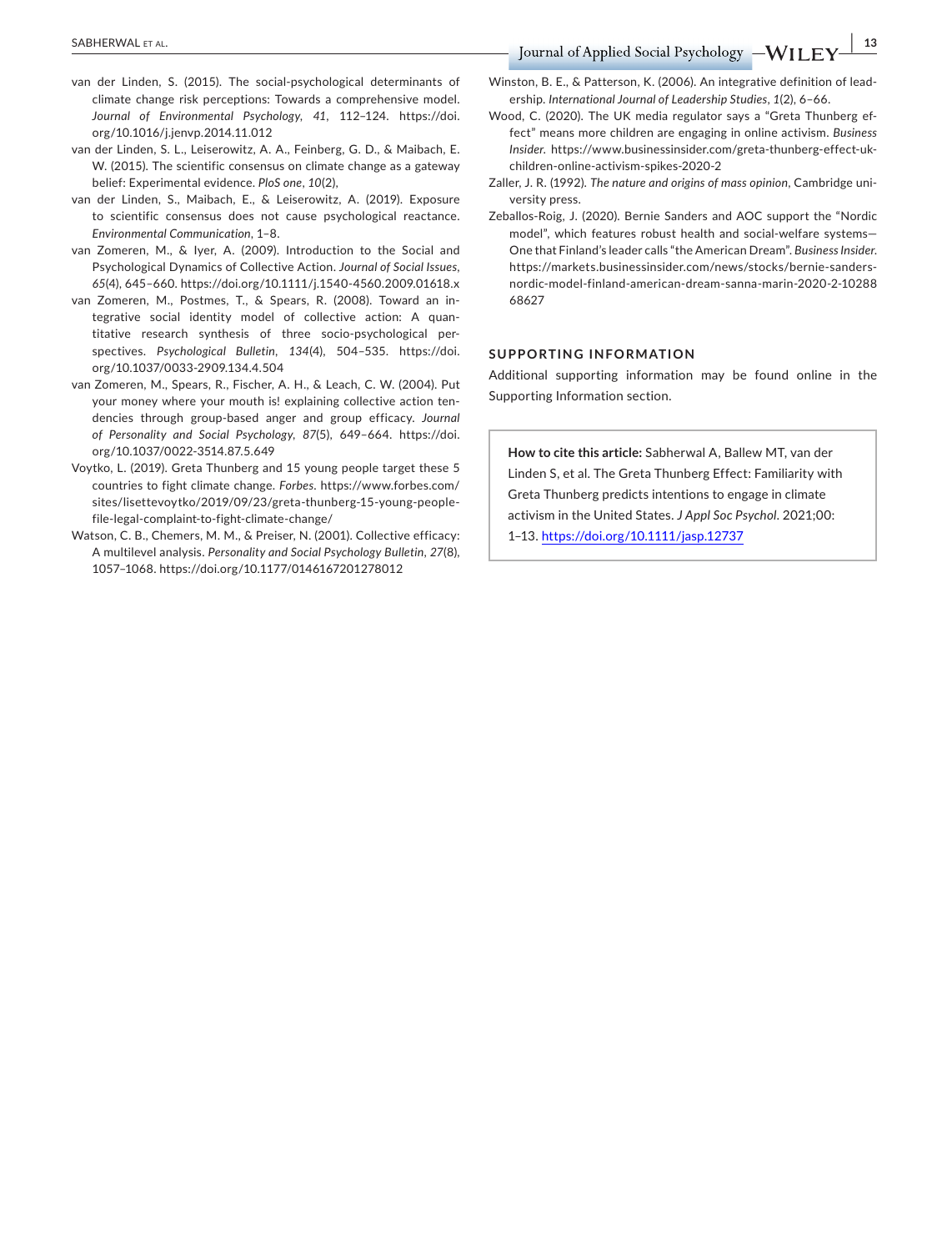van der Linden, S. (2015). The social-psychological determinants of climate change risk perceptions: Towards a comprehensive model. *Journal of Environmental Psychology*, *41*, 112–124. https://doi.org/10.1016/j.jenvp.2014.11.012

van der Linden, S. L., Leiserowitz, A. A., Feinberg, G. D., & Maibach, E. W. (2015). The scientific consensus on climate change as a gateway belief: Experimental evidence. *PloS one*, *10*(2),

van der Linden, S., Maibach, E., & Leiserowitz, A. (2019). Exposure to scientific consensus does not cause psychological reactance. *Environmental Communication*, 1–8.

van Zomeren, M., & Iyer, A. (2009). Introduction to the Social and Psychological Dynamics of Collective Action. *Journal of Social Issues*, *65*(4), 645–660. https://doi.org/10.1111/j.1540-4560.2009.01618.x

van Zomeren, M., Postmes, T., & Spears, R. (2008). Toward an integrative social identity model of collective action: A quantitative research synthesis of three socio-psychological perspectives. *Psychological Bulletin*, *134*(4), 504–535. https://doi.org/10.1037/0033-2909.134.4.504

van Zomeren, M., Spears, R., Fischer, A. H., & Leach, C. W. (2004). Put your money where your mouth is! explaining collective action tendencies through group-based anger and group efficacy. *Journal of Personality and Social Psychology*, *87*(5), 649–664. https://doi.org/10.1037/0022-3514.87.5.649

Voytko, L. (2019). Greta Thunberg and 15 young people target these 5 countries to fight climate change. *Forbes*. https://www.forbes.com/sites/lisettevoytko/2019/09/23/greta-thunberg-15-young-people-file-legal-complaint-to-fight-climate-change/

Watson, C. B., Chemers, M. M., & Preiser, N. (2001). Collective efficacy: A multilevel analysis. *Personality and Social Psychology Bulletin*, *27*(8), 1057–1068. https://doi.org/10.1177/0146167201278012

Winston, B. E., & Patterson, K. (2006). An integrative definition of leadership. *International Journal of Leadership Studies*, *1*(2), 6–66.

Wood, C. (2020). The UK media regulator says a "Greta Thunberg effect" means more children are engaging in online activism. *Business Insider*. https://www.businessinsider.com/greta-thunberg-effect-uk-children-online-activism-spikes-2020-2

Zaller, J. R. (1992). *The nature and origins of mass opinion*, Cambridge university press.

Zeballos-Roig, J. (2020). Bernie Sanders and AOC support the "Nordic model", which features robust health and social-welfare systems—One that Finland's leader calls "the American Dream". *Business Insider*. https://markets.businessinsider.com/news/stocks/bernie-sanders-nordic-model-finland-american-dream-sanna-marin-2020-2-1028868627

## SUPPORTING INFORMATION

Additional supporting information may be found online in the Supporting Information section.

**How to cite this article:** Sabherwal A, Ballew MT, van der Linden S, et al. The Greta Thunberg Effect: Familiarity with Greta Thunberg predicts intentions to engage in climate activism in the United States. *J Appl Soc Psychol*. 2021;00:1–13. https://doi.org/10.1111/jasp.12737